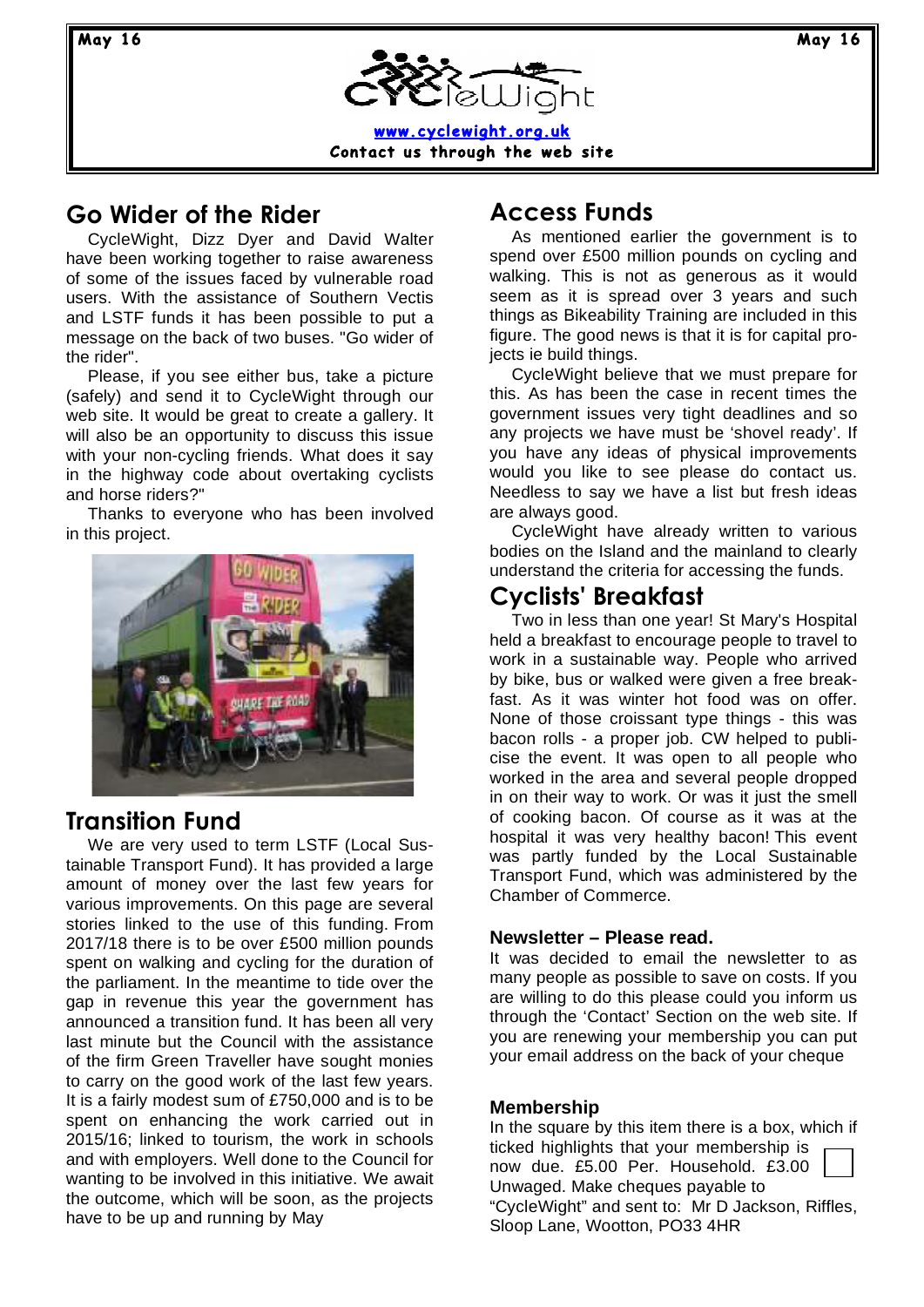CycleWight

www.cyclewight.org.uk

Contact us through the web site

## Go Wider of the Rider

CycleWight, Dizz Dyer and David Walter have been working together to raise awareness of some of the issues faced by vulnerable road users. With the assistance of Southern Vectis and LSTF funds it has been possible to put a message on the back of two buses. "Go wider of the rider".

Please, if you see either bus, take a picture (safely) and send it to CycleWight through our web site. It would be great to create a gallery. It will also be an opportunity to discuss this issue with your non-cycling friends. What does it say in the highway code about overtaking cyclists and horse riders?"

Thanks to everyone who has been involved in this project.

## Transition Fund

We are very used to term LSTF (Local Sustainable Transport Fund). It has provided a large amount of money over the last few years for various improvements. On this page are several stories linked to the use of this funding. From 2017/18 there is to be over £500 million pounds spent on walking and cycling for the duration of the parliament. In the meantime to tide over the gap in revenue this year the government has announced a transition fund. It has been all very last minute but the Council with the assistance of the firm Green Traveller have sought monies to carry on the good work of the last few years. It is a fairly modest sum of £750,000 and is to be spent on enhancing the work carried out in 2015/16; linked to tourism, the work in schools and with employers. Well done to the Council for wanting to be involved in this initiative. We await the outcome, which will be soon, as the projects have to be up and running by May

## Access Funds

As mentioned earlier the government is to spend over £500 million pounds on cycling and walking. This is not as generous as it would seem as it is spread over 3 years and such things as Bikeability Training are included in this figure. The good news is that it is for capital projects ie build things.

CycleWight believe that we must prepare for this. As has been the case in recent times the government issues very tight deadlines and so any projects we have must be 'shovel ready'. If you have any ideas of physical improvements would you like to see please do contact us. Needless to say we have a list but fresh ideas are always good.

CycleWight have already written to various bodies on the Island and the mainland to clearly understand the criteria for accessing the funds.

## Cyclists' Breakfast

Two in less than one year! St Mary's Hospital held a breakfast to encourage people to travel to work in a sustainable way. People who arrived by bike, bus or walked were given a free breakfast. As it was winter hot food was on offer. None of those croissant type things - this was bacon rolls - a proper job. CW helped to publicise the event. It was open to all people who worked in the area and several people dropped in on their way to work. Or was it just the smell of cooking bacon. Of course as it was at the hospital it was very healthy bacon! This event was partly funded by the Local Sustainable Transport Fund, which was administered by the Chamber of Commerce.

### Newsletter – Please read.

It was decided to email the newsletter to as many people as possible to save on costs. If you are willing to do this please could you inform us through the 'Contact' Section on the web site. If you are renewing your membership you can put your email address on the back of your cheque

### Membership

In the square by this item there is a box, which if ticked highlights that your membership is now due. £5.00 Per. Household. £3.00 Unwaged. Make cheques payable to "CycleWight" and sent to: Mr D Jackson, Riffles, Sloop Lane, Wootton, PO33 4HR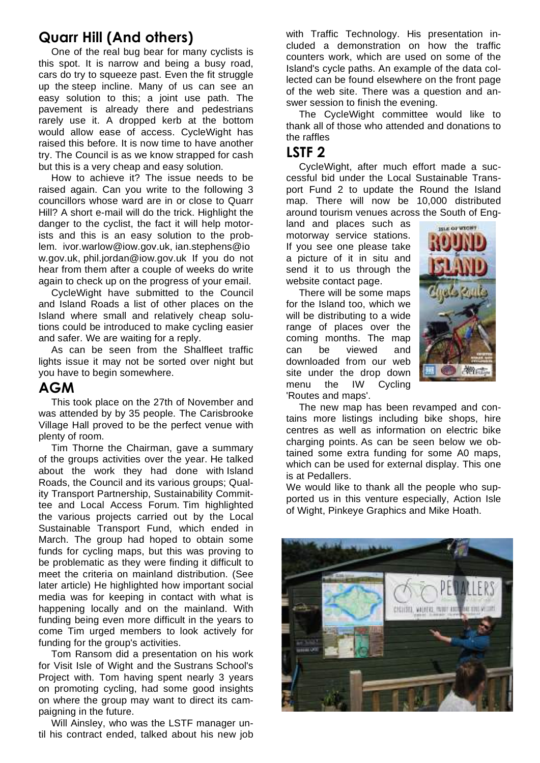## Quarr Hill (And others)

One of the real bug bear for many cyclists is this spot. It is narrow and being a busy road, cars do try to squeeze past. Even the fit struggle up the steep incline. Many of us can see an easy solution to this; a joint use path. The pavement is already there and pedestrians rarely use it. A dropped kerb at the bottom would allow ease of access. CycleWight has raised this before. It is now time to have another try. The Council is as we know strapped for cash but this is a very cheap and easy solution.

How to achieve it? The issue needs to be raised again. Can you write to the following 3 councillors whose ward are in or close to Quarr Hill? A short e-mail will do the trick. Highlight the danger to the cyclist, the fact it will help motorists and this is an easy solution to the problem. ivor.warlow@iow.gov.uk, ian.stephens@iow.gov.uk, phil.jordan@iow.gov.uk If you do not hear from them after a couple of weeks do write again to check up on the progress of your email.

CycleWight have submitted to the Council and Island Roads a list of other places on the Island where small and relatively cheap solutions could be introduced to make cycling easier and safer. We are waiting for a reply.

As can be seen from the Shalfleet traffic lights issue it may not be sorted over night but you have to begin somewhere.

## AGM

This took place on the 27th of November and was attended by by 35 people. The Carisbrooke Village Hall proved to be the perfect venue with plenty of room.

Tim Thorne the Chairman, gave a summary of the groups activities over the year. He talked about the work they had done with Island Roads, the Council and its various groups; Quality Transport Partnership, Sustainability Committee and Local Access Forum. Tim highlighted the various projects carried out by the Local Sustainable Transport Fund, which ended in March. The group had hoped to obtain some funds for cycling maps, but this was proving to be problematic as they were finding it difficult to meet the criteria on mainland distribution. (See later article) He highlighted how important social media was for keeping in contact with what is happening locally and on the mainland. With funding being even more difficult in the years to come Tim urged members to look actively for funding for the group's activities.

Tom Ransom did a presentation on his work for Visit Isle of Wight and the Sustrans School's Project with. Tom having spent nearly 3 years on promoting cycling, had some good insights on where the group may want to direct its campaigning in the future.

Will Ainsley, who was the LSTF manager until his contract ended, talked about his new job with Traffic Technology. His presentation included a demonstration on how the traffic counters work, which are used on some of the Island's cycle paths. An example of the data collected can be found elsewhere on the front page of the web site. There was a question and answer session to finish the evening.

The CycleWight committee would like to thank all of those who attended and donations to the raffles

## LSTF 2

CycleWight, after much effort made a successful bid under the Local Sustainable Transport Fund 2 to update the Round the Island map. There will now be 10,000 distributed around tourism venues across the South of England and places such as motorway service stations. If you see one please take a picture of it in situ and send it to us through the website contact page.

There will be some maps for the Island too, which we will be distributing to a wide range of places over the coming months. The map can be viewed and downloaded from our web site under the drop down menu the IW Cycling 'Routes and maps'.

The new map has been revamped and contains more listings including bike shops, hire centres as well as information on electric bike charging points. As can be seen below we obtained some extra funding for some A0 maps, which can be used for external display. This one is at Pedallers.

We would like to thank all the people who supported us in this venture especially, Action Isle of Wight, Pinkeye Graphics and Mike Hoath.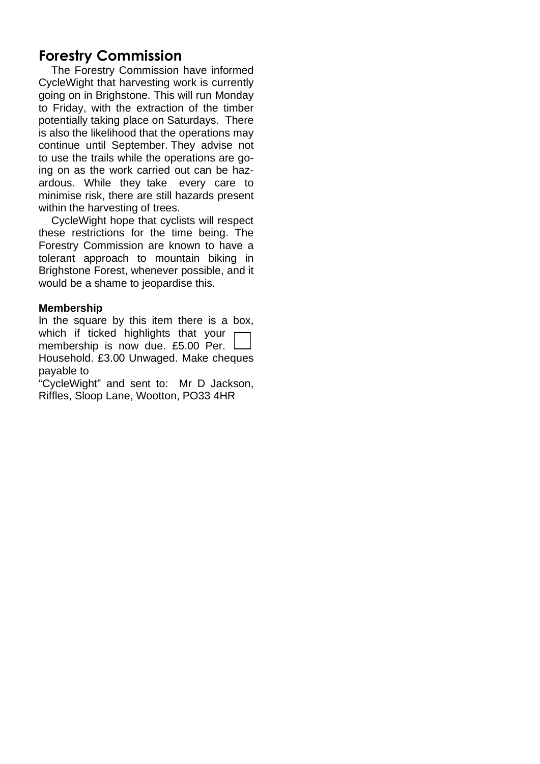## Forestry Commission

The Forestry Commission have informed CycleWight that harvesting work is currently going on in Brighstone. This will run Monday to Friday, with the extraction of the timber potentially taking place on Saturdays. There is also the likelihood that the operations may continue until September. They advise not to use the trails while the operations are going on as the work carried out can be hazardous. While they take every care to minimise risk, there are still hazards present within the harvesting of trees.

CycleWight hope that cyclists will respect these restrictions for the time being. The Forestry Commission are known to have a tolerant approach to mountain biking in Brighstone Forest, whenever possible, and it would be a shame to jeopardise this.

**Membership**

In the square by this item there is a box, which if ticked highlights that your membership is now due. £5.00 Per. Household. £3.00 Unwaged. Make cheques payable to "CycleWight" and sent to: Mr D Jackson, Riffles, Sloop Lane, Wootton, PO33 4HR

☐